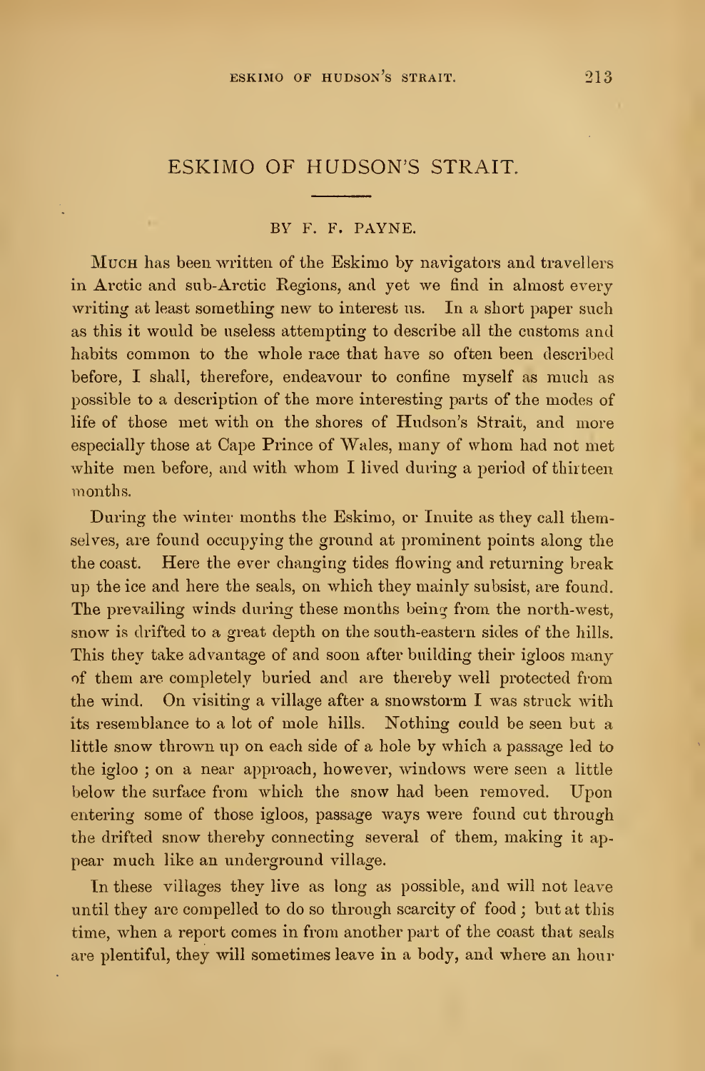# ESKIMO OF HUDSON'S STRAIT.

BY F. F. PAYNE.

Much has been written of the Eskimo by navigators and travellers in Arctic and sub-Arctic Regions, and yet we find in almost every writing at least something new to interest us. In a short paper such as this it would be useless attempting to describe all the customs and habits common to the whole race that have so often been described before, I shall, therefore, endeavour to confine myself as much as possible to a description of the more interesting parts of the modes of life of those met with on the shores of Hudson's Strait, and more especially those at Cape Prince of Wales, many of whom had not met white men before, and with whom I lived during a period of thirteen months.

During the winter months the Eskimo, or Inuite as they call themselves, are found occupying the ground at prominent points along the the coast. Here the ever changing tides flowing and returning break up the ice and here the seals, on which they mainly subsist, are found. The prevailing winds during these months being from the north-west, snow is drifted to a great depth on the south-eastern sides of the hills. This they take advantage of and soon after building their igloos many of them are completely buried and are thereby well protected from the wind. On visiting a village after a snowstorm I was struck with its resemblance to a lot of mole hills. Nothing could be seen but a little snow thrown up on each side of a hole by which a passage led to the igloo ; on a near approach, however, windows were seen a little below the surface from which the snow had been removed. Upon entering some of those igloos, passage ways were found cut through the drifted snow thereby connecting several of them, making it appear much like an underground village.

In these villages they live as long as possible, and will not leave until they are compelled to do so through scarcity of food ; but at this time, when a report comes in from another part of the coast that seals are plentiful, they will sometimes leave in a body, and where an hour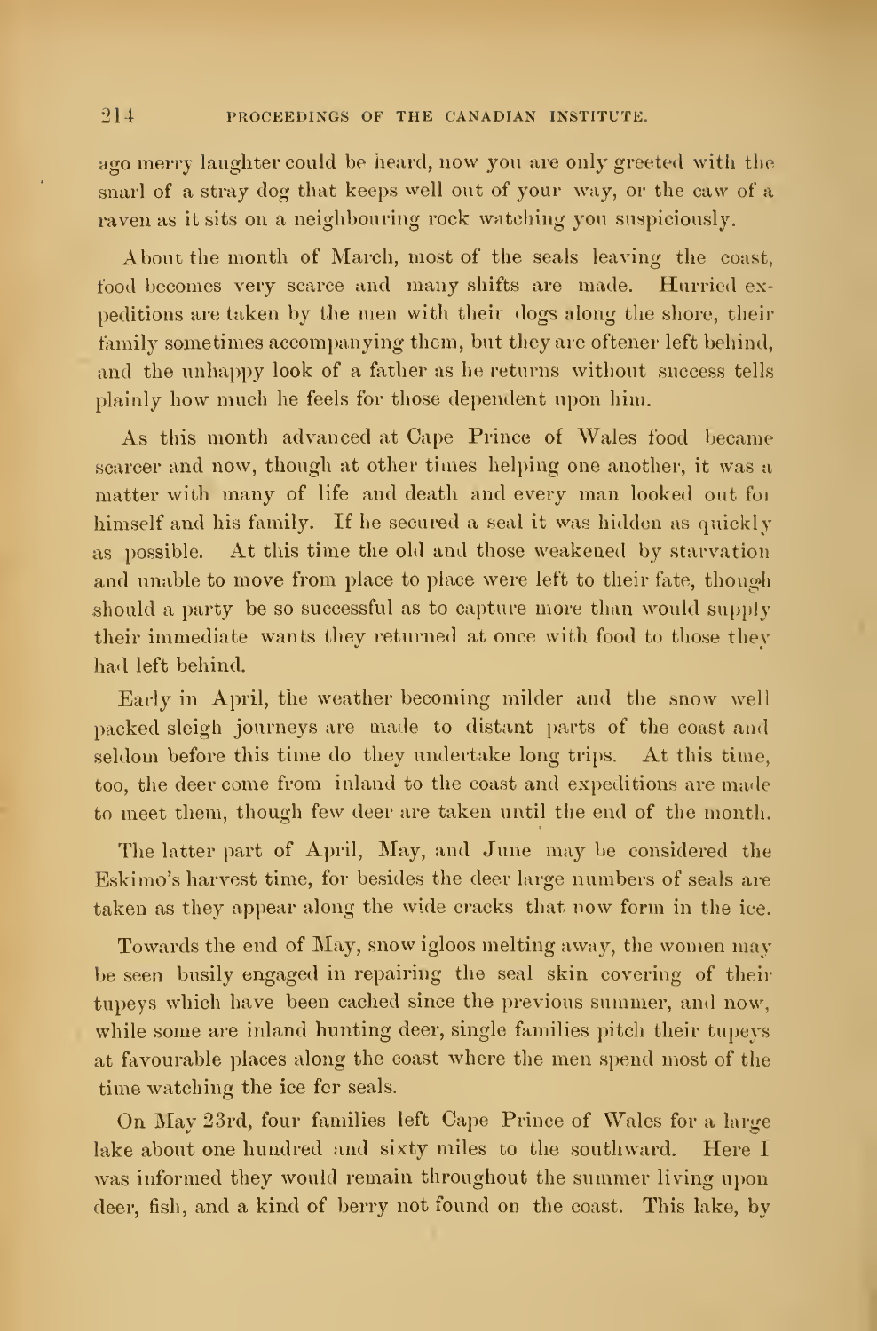ago merry laughter could be heard, now you are only greeted with the snarl of a stray dog that keeps well out of your way, or the caw of a raven as it sits on a neighbouring rock watching you suspiciously.

About the month of March, most of the seals leaving the coast, food becomes very scarce and many shifts are made. Hurried expeditions are taken by the men with their dogs along the shore, their family sometimes accompanying them, but they are oftener left behind, and the unhappy look of a father as he returns without success tells plainly how much he feels for those dependent upon him.

As this month advanced at Cape Prince of Wales food became scarcer and now, though at other times helping one another, it was a matter with many of life and death and every man looked out for himself and his family. If he secured a seal it was hidden as quickly as possible. At this time the old and those weakened by starvation and unable to move from place to place were left to their fate, though should a party be so successful as to capture more than would supply their immediate wants they returned at once with food to those they had left behind.

Early in April, the weather becoming milder and the snow well packed sleigh journeys are made to distant parts of the coast and seldom before this time do they undertake long trips. At this time, too, the deer come from inland to the coast and expeditions are made to meet them, though few deer are taken until the end of the month.

The latter part of April, May, and June may be considered the Eskimo's harvest time, for besides the deer large numbers of seals are taken as they appear along the wide cracks that now form in the ice.

Towards the end of May, snow igloos melting away, the women may be seen busily engaged in repairing the seal skin covering of their tupeys which have been cached since the previous summer, and now, while some are inland hunting deer, single families pitch their tupeys at favourable places along the coast where the men spend most of the time watching the ice for seals.

On May 23rd, four families left Cape Prince of Wales for a large lake about one hundred and sixty miles to the southward. Here I was informed they would remain throughout the summer living upon deer, fish, and a kind of berry not found on the coast. This lake, by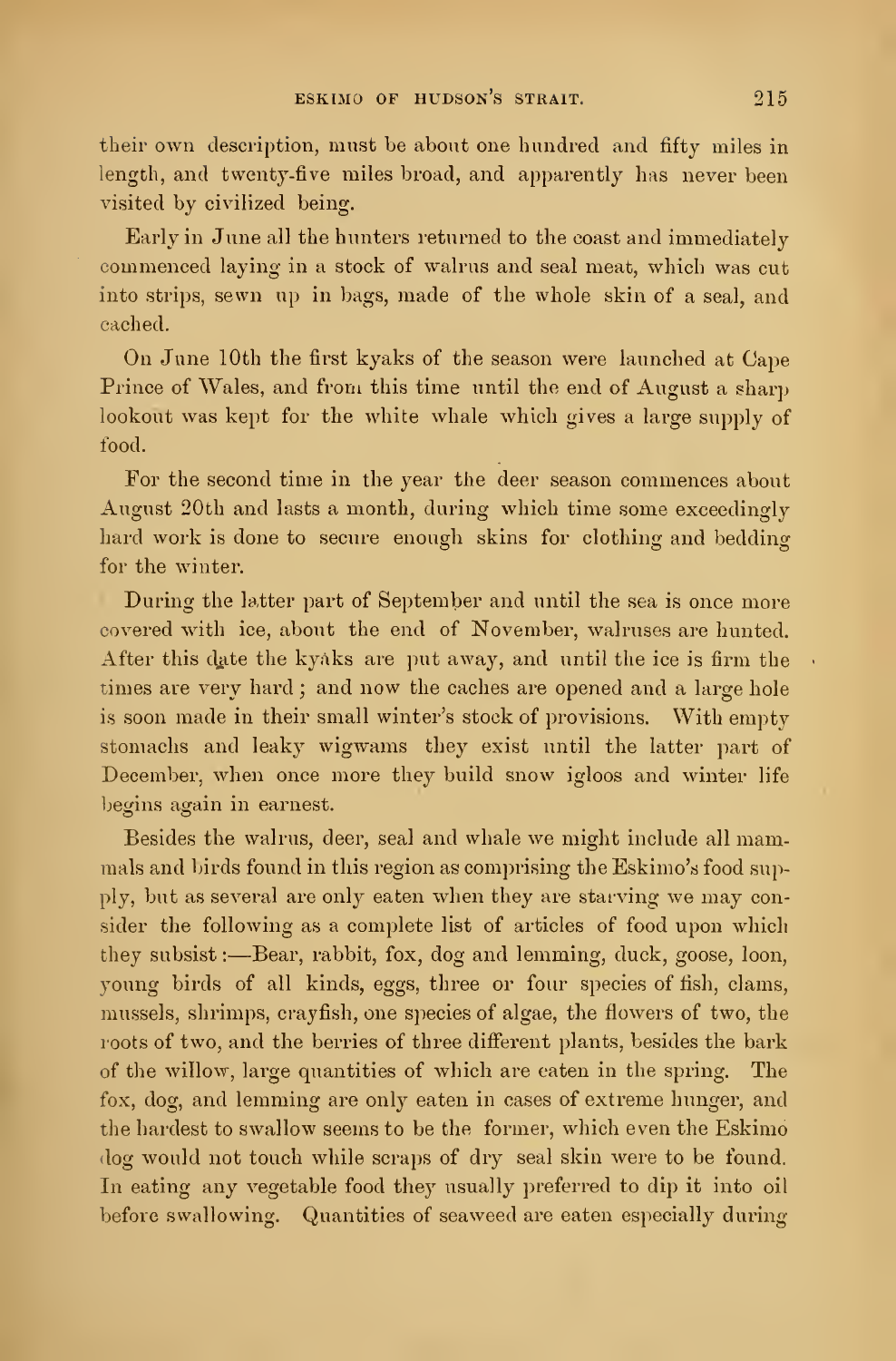their own description, must be about one hundred and fifty miles in length, and twenty-five miles broad, and apparently has never been visited by civilized being.

Early in June all the hunters returned to the coast and immediately commenced laying in a stock of walrus and seal meat, which was cut into strips, sewn up in bags, made of the whole skin of a seal, and cached.

On June 10th the first kyaks of the season were launched at Cape Prince of Wales, and from this time until the end of August a sharp lookout was kept for the white whale which gives a large supply of food.

For the second time in the year the deer season commences about August 20th and lasts a month, during which time some exceedingly hard work is done to secure enough skins for clothing and bedding for the winter.

During the latter part of September and until the sea is once more covered with ice, about the end of November, walruses are hunted. After this date the kyaks are put away, and until the ice is firm the times are very hard; and now the caches are opened and a large hole is soon made in their small winter's stock of provisions. With empty stomachs and leaky wigwams they exist until the latter part of December, when once more they build snow igloos and winter life begins again in earnest.

Besides the walrus, deer, seal and whale we might include all mammals and birds found in this region as comprising the Eskimo's food supply, but as several are only eaten when they are starving we may consider the following as a complete list of articles of food upon which they subsist:—Bear, rabbit, fox, dog and lemming, duck, goose, loon, young birds of all kinds, eggs, three or four species of fish, clams, mussels, shrimps, crayfish, one species of algae, the flowers of two, the roots of two, and the berries of three different plants, besides the bark of the willow, large quantities of which are eaten in the spring. The fox, dog, and lemming are only eaten in cases of extreme hunger, and the hardest to swallow seems to be the former, which even the Eskimo dog would not touch while scraps of dry seal skin were to be found. In eating any vegetable food they usually preferred to dip it into oil before swallowing. Quantities of seaweed are eaten especially during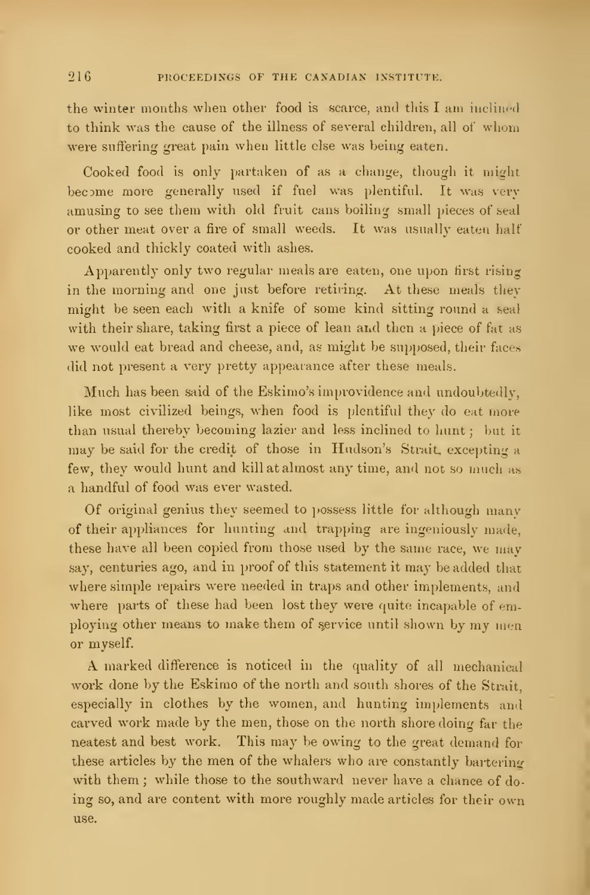the winter months when other food is scarce, and this I am inclined to think was the cause of the illness of several children, all of whom were suffering great pain when little else was being eaten.

Cooked food is only partaken of as a change, though it might become more generally used if fuel was plentiful. It was very amusing to see them with old fruit cans boiling small pieces of seal or other meat over a fire of small weeds. It was usually eaten half cooked and thickly coated with ashes.

Apparently only two regular meals are eaten, one upon first rising in the morning and one just before retiring. At these meals they might be seen each with a knife of some kind sitting round a seal with their share, taking first a piece of lean and then a piece of fat as we would eat bread and cheese, and, as might be supposed, their faces did not present a very pretty appearance after these meals.

Much has been said of the Eskimo's improvidence and undoubtedly, like most civilized beings, when food is plentiful they do eat more than usual thereby becoming lazier and less inclined to hunt; but it may be said for the credit of those in Hudson's Strait, excepting a few, they would hunt and kill at almost any time, and not so much as a handful of food was ever wasted.

Of original genius they seemed to possess little for although many of their appliances for hunting and trapping are ingeniously made, these have all been copied from those used by the same race, we may say, centuries ago, and in proof of this statement it may be added that where simple repairs were needed in traps and other implements, and where parts of these had been lost they were quite incapable of employing other means to make them of service until shown by my men or myself.

A marked difference is noticed in the quality of all mechanical work done by the Eskimo of the north and south shores of the Strait, especially in clothes by the women, and hunting implements and carved work made by the men, those on the north shore doing far the neatest and best work. This may be owing to the great demand for these articles by the men of the whalers who are constantly bartering with them; while those to the southward never have a chance of doing so, and are content with more roughly made articles for their own use.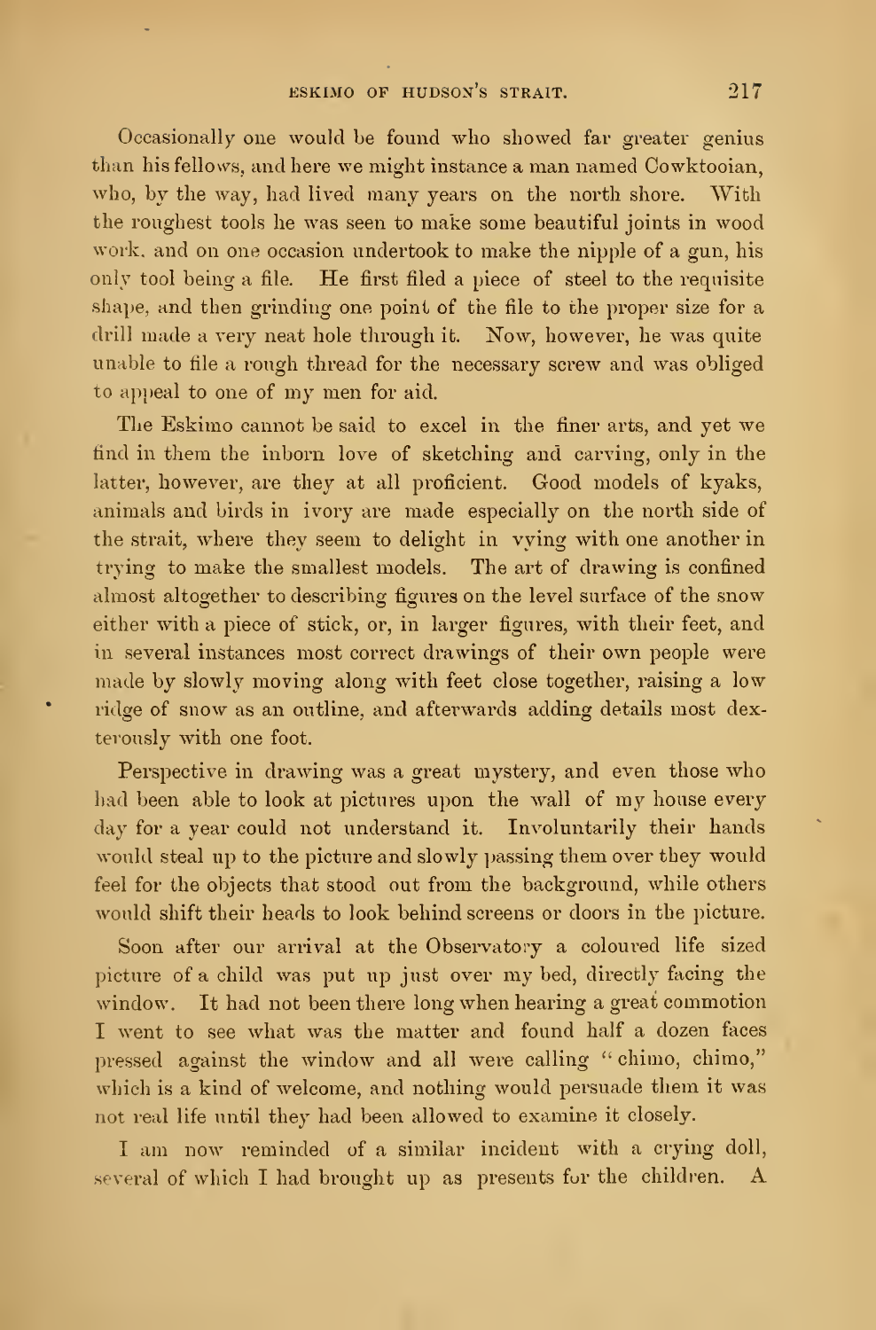Occasionally one would be found who showed far greater genius than his fellows, and here we might instance a man named Cowktooian, who, by the way, had lived many years on the north shore. With the roughest tools he was seen to make some beautiful joints in wood work. and on one occasion undertook to make the nipple of a gun, his only tool being a file. He first filed a piece of steel to the requisite shape, and then grinding one point of the file to the proper size for a drill made a very neat hole through it. Now, however, he was quite unable to file a rough thread for the necessary screw and was obliged to appeal to one of my men for aid.

The Eskimo cannot be said to excel in the finer arts, and yet we find in them the inborn love of sketching and carving, only in the latter, however, are they at all proficient. Good models of kyaks, animals and birds in ivory are made especially on the north side of the strait, where they seem to delight in vying with one another in trying to make the smallest models. The art of drawing is confined almost altogether to describing figures on the level surface of the snow either with a piece of stick, or, in larger figures, with their feet, and in several instances most correct drawings of their own people were made by slowly moving along with feet close together, raising a low ridge of snow as an outline, and afterwards adding details most dexterously with one foot.

Perspective in drawing was a great mystery, and even those who had been able to look at pictures upon the wall of my house every day for a year could not understand it. Involuntarily their hands would steal up to the picture and slowly passing them over they would feel for the objects that stood out from the background, while others would shift their heads to look behind screens or doors in the picture.

Soon after our arrival at the Observatory a coloured life sized picture of a child was put up just over my bed, directly facing the window. It had not been there long when hearing a great commotion I went to see what was the matter and found half a dozen faces pressed against the window and all were calling "chimo, chimo," which is a kind of welcome, and nothing would persuade them it was not real life until they had been allowed to examine it closely.

I am now reminded of a similar incident with a crying doll, several of which I had brought up as presents for the children. A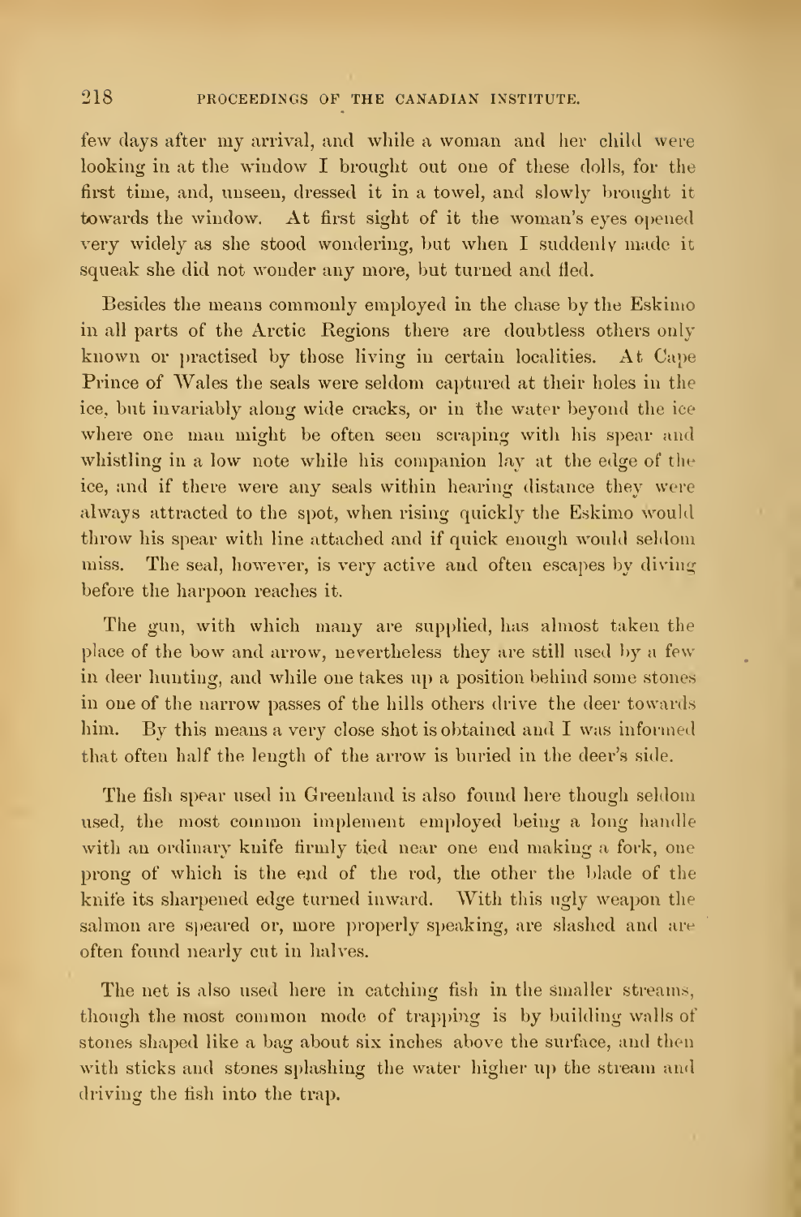few days after my arrival, and while a woman and her child were looking in at the window I brought out one of these dolls, for the first time, and, unseen, dressed it in a towel, and slowly brought it towards the window. At first sight of it the woman's eyes opened very widely as she stood wondering, but when I suddenly made it squeak she did not wonder any more, but turned and fled.

Besides the means commonly employed in the chase by the Eskimo in all parts of the Arctic Regions there are doubtless others only known or practised by those living in certain localities. At Cape Prince of Wales the seals were seldom captured at their holes in the ice, but invariably along wide cracks, or in the water beyond the ice where one man might be often seen scraping with his spear and whistling in a low note while his companion lay at the edge of the ice, and if there were any seals within hearing distance they were always attracted to the spot, when rising quickly the Eskimo would throw his spear with line attached and if quick enough would seldom miss. The seal, however, is very active and often escapes by diving before the harpoon reaches it.

The gun, with which many are supplied, has almost taken the place of the bow and arrow, nevertheless they are still used by a few in deer hunting, and while one takes up a position behind some stones in one of the narrow passes of the hills others drive the deer towards him. By this means a very close shot is obtained and I was informed that often half the length of the arrow is buried in the deer's side.

The fish spear used in Greenland is also found here though seldom used, the most common implement employed being a long handle with an ordinary knife firmly tied near one end making a fork, one prong of which is the end of the rod, the other the blade of the knife its sharpened edge turned inward. With this ugly weapon the salmon are speared or, more properly speaking, are slashed and are often found nearly cut in halves.

The net is also used here in catching fish in the smaller streams, though the most common mode of trapping is by building walls of stones shaped like a bag about six inches above the surface, and then with sticks and stones splashing the water higher up the stream and driving the fish into the trap.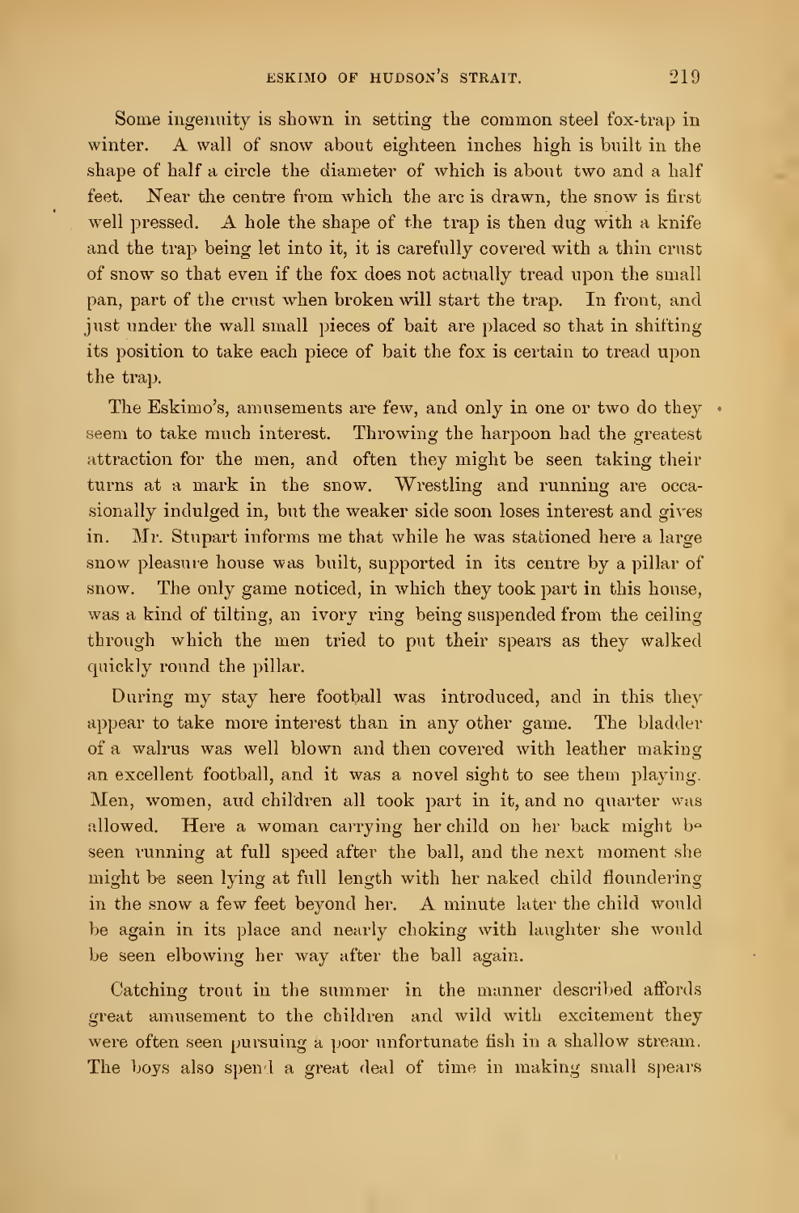Some ingenuity is shown in setting the common steel fox-trap in winter. A wall of snow about eighteen inches high is built in the shape of half a circle the diameter of which is about two and a half feet. Near the centre from which the arc is drawn, the snow is first well pressed. A hole the shape of the trap is then dug with a knife and the trap being let into it, it is carefully covered with a thin crust of snow so that even if the fox does not actually tread upon the small pan, part of the crust when broken will start the trap. In front, and just under the wall small pieces of bait are placed so that in shifting its position to take each piece of bait the fox is certain to tread upon the trap.

The Eskimo's, amusements are few, and only in one or two do they seem to take much interest. Throwing the harpoon had the greatest attraction for the men, and often they might be seen taking their turns at a mark in the snow. Wrestling and running are occasionally indulged in, but the weaker side soon loses interest and gives in. Mr. Stupart informs me that while he was stationed here a large snow pleasure house was built, supported in its centre by a pillar of snow. The only game noticed, in which they took part in this house, was a kind of tilting, an ivory ring being suspended from the ceiling through which the men tried to put their spears as they walked quickly round the pillar.

During my stay here football was introduced, and in this they appear to take more interest than in any other game. The bladder of a walrus was well blown and then covered with leather making an excellent football, and it was a novel sight to see them playing. Men, women, and children all took part in it, and no quarter was allowed. Here a woman carrying her child on her back might be seen running at full speed after the ball, and the next moment she might be seen lying at full length with her naked child floundering in the snow a few feet beyond her. A minute later the child would be again in its place and nearly choking with laughter she would be seen elbowing her way after the ball again.

Catching trout in the summer in the manner described affords great amusement to the children and wild with excitement they were often seen pursuing a poor unfortunate fish in a shallow stream. The boys also spend a great deal of time in making small spears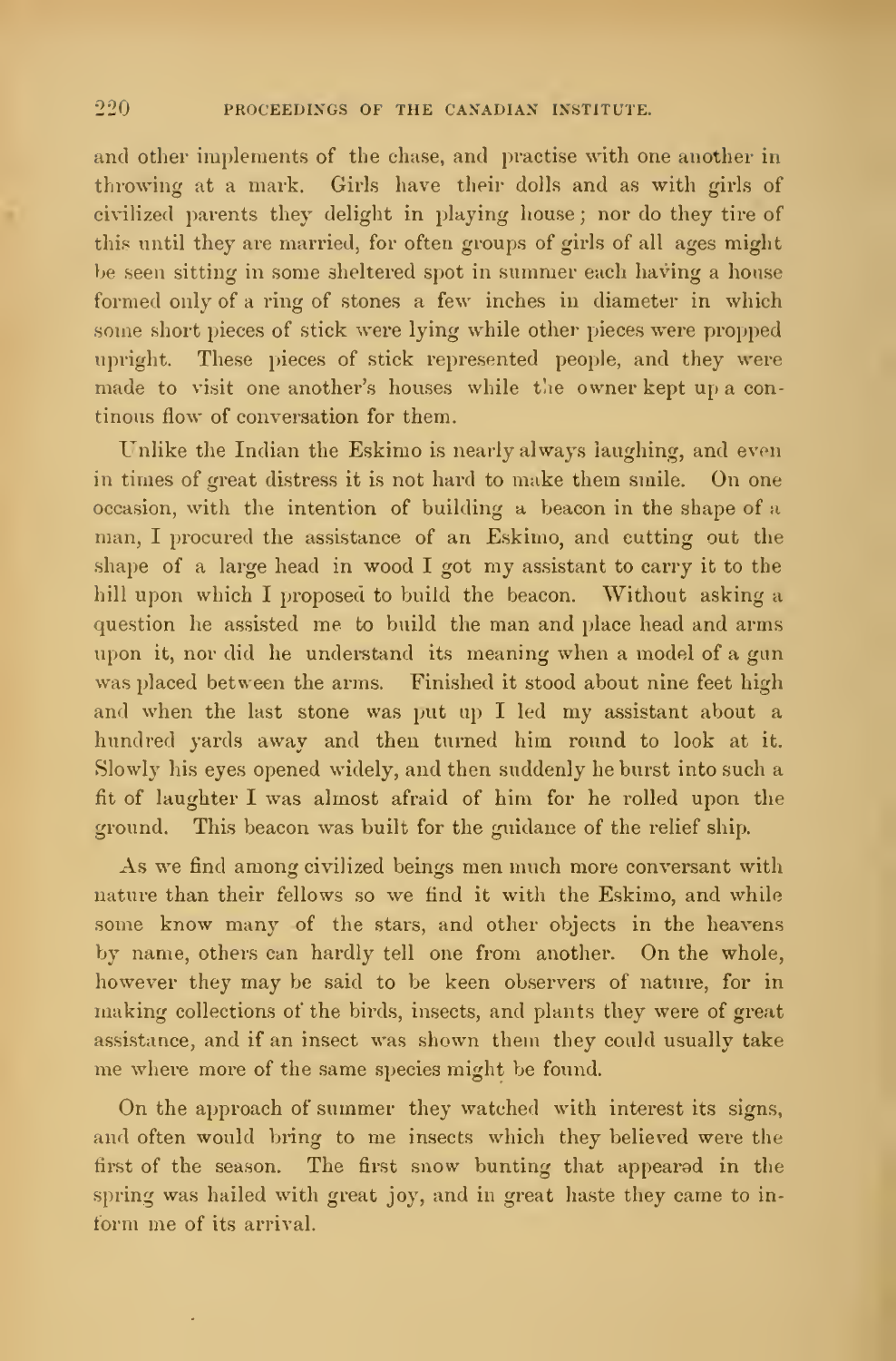and other implements of the chase, and practise with one another in throwing at a mark. Girls have their dolls and as with girls of civilized parents they delight in playing house; nor do they tire of this until they are married, for often groups of girls of all ages might be seen sitting in some sheltered spot in summer each having a house formed only of a ring of stones a few inches in diameter in which some short pieces of stick were lying while other pieces were propped upright. These pieces of stick represented people, and they were made to visit one another's houses while the owner kept up a continous flow of conversation for them.

Unlike the Indian the Eskimo is nearly always laughing, and even in times of great distress it is not hard to make them smile. On one occasion, with the intention of building a beacon in the shape of a man, I procured the assistance of an Eskimo, and cutting out the shape of a large head in wood I got my assistant to carry it to the hill upon which I proposed to build the beacon. Without asking a question he assisted me to build the man and place head and arms upon it, nor did he understand its meaning when a model of a gun was placed between the arms. Finished it stood about nine feet high and when the last stone was put up I led my assistant about a hundred yards away and then turned him round to look at it. Slowly his eyes opened widely, and then suddenly he burst into such a fit of laughter I was almost afraid of him for he rolled upon the ground. This beacon was built for the guidance of the relief ship.

As we find among civilized beings men much more conversant with nature than their fellows so we find it with the Eskimo, and while some know many of the stars, and other objects in the heavens by name, others can hardly tell one from another. On the whole, however they may be said to be keen observers of nature, for in making collections of the birds, insects, and plants they were of great assistance, and if an insect was shown them they could usually take me where more of the same species might be found.

On the approach of summer they watched with interest its signs, and often would bring to me insects which they believed were the first of the season. The first snow bunting that appeard in the spring was hailed with great joy, and in great haste they came to inform me of its arrival.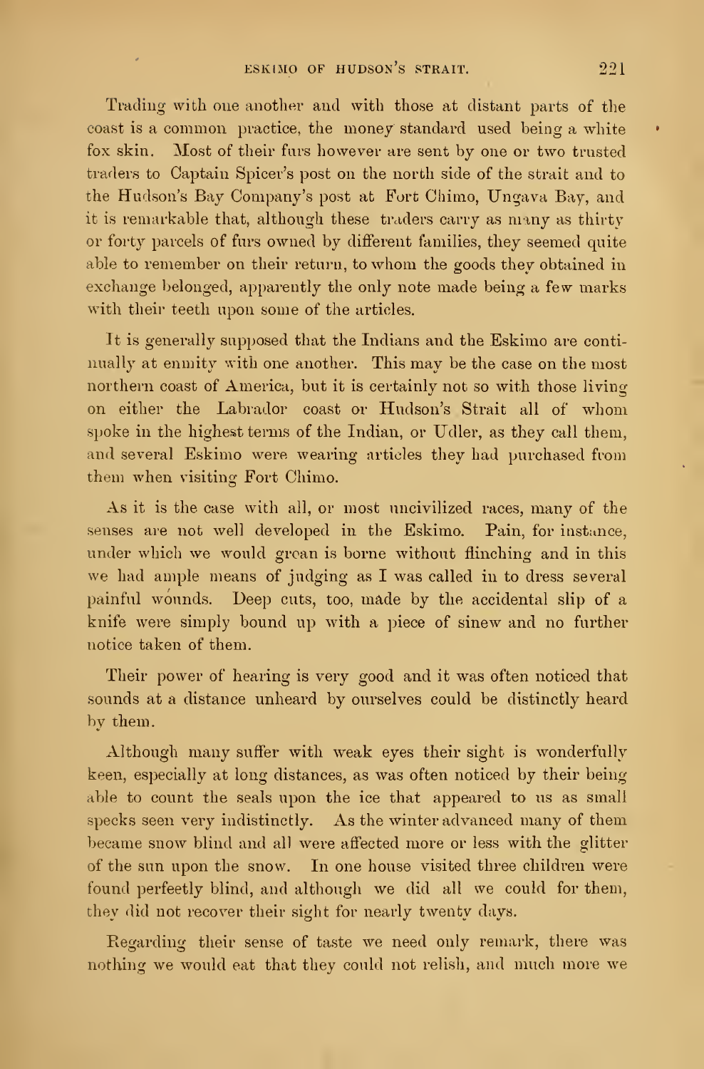Trading with one another and with those at distant parts of the coast is a common practice, the money standard used being a white fox skin. Most of their furs however are sent by one or two trusted traders to Captain Spicer's post on the north side of the strait and to the Hudson's Bay Company's post at Fort Chimo, Ungava Bay, and it is remarkable that, although these traders carry as many as thirty or forty parcels of furs owned by different families, they seemed quite able to remember on their return, to whom the goods they obtained in exchange belonged, apparently the only note made being a few marks with their teeth upon some of the articles.

It is generally supposed that the Indians and the Eskimo are continually at enmity with one another. This may be the case on the most northern coast of America, but it is certainly not so with those living on either the Labrador coast or Hudson's Strait all of whom spoke in the highest terms of the Indian, or Udler, as they call them, and several Eskimo were wearing articles they had purchased from them when visiting Fort Chimo.

As it is the case with all, or most uncivilized races, many of the senses are not well developed in the Eskimo. Pain, for instance, under which we would groan is borne without flinching and in this we had ample means of judging as I was called in to dress several painful wounds. Deep cuts, too, made by the accidental slip of a knife were simply bound up with a piece of sinew and no further notice taken of them.

Their power of hearing is very good and it was often noticed that sounds at a distance unheard by ourselves could be distinctly heard by them.

Although many suffer with weak eyes their sight is wonderfully keen, especially at long distances, as was often noticed by their being able to count the seals upon the ice that appeared to us as small specks seen very indistinctly. As the winter advanced many of them became snow blind and all were affected more or less with the glitter of the sun upon the snow. In one house visited three children were found perfectly blind, and although we did all we could for them, they did not recover their sight for nearly twenty days.

Regarding their sense of taste we need only remark, there was nothing we would eat that they could not relish, and much more we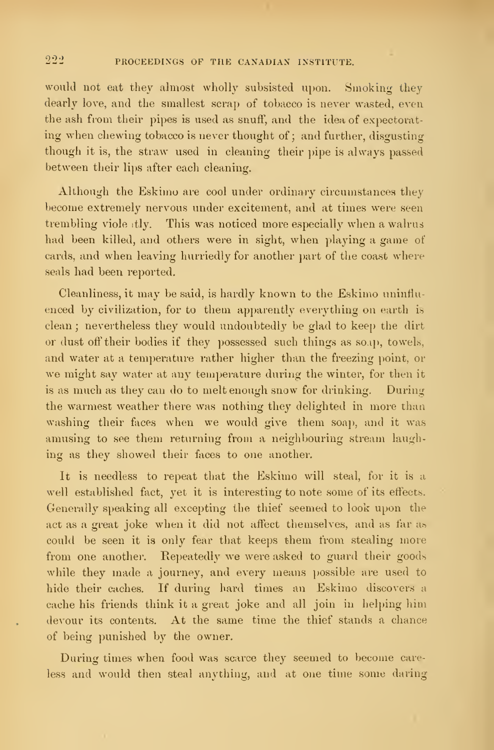would not eat they almost wholly subsisted upon. Smoking they dearly love, and the smallest scrap of tobacco is never wasted, even the ash from their pipes is used as snuff, and the idea of expectorating when chewing tobacco is never thought of; and further, disgusting though it is, the straw used in cleaning their pipe is always passed between their lips after each cleaning.

Although the Eskimo are cool under ordinary circumstances they become extremely nervous under excitement, and at times were seen trembling violently. This was noticed more especially when a walrus had been killed, and others were in sight, when playing a game of cards, and when leaving hurriedly for another part of the coast where seals had been reported.

Cleanliness, it may be said, is hardly known to the Eskimo uninfluenced by civilization, for to them apparently everything on earth is clean; nevertheless they would undoubtedly be glad to keep the dirt or dust off their bodies if they possessed such things as soap, towels, and water at a temperature rather higher than the freezing point, or we might say water at any temperature during the winter, for then it is as much as they can do to melt enough snow for drinking. During the warmest weather there was nothing they delighted in more than washing their faces when we would give them soap, and it was amusing to see them returning from a neighbouring stream laughing as they showed their faces to one another.

It is needless to repeat that the Eskimo will steal, for it is a well established fact, yet it is interesting to note some of its effects. Generally speaking all excepting the thief seemed to look upon the act as a great joke when it did not affect themselves, and as far as could be seen it is only fear that keeps them from stealing more from one another. Repeatedly we were asked to guard their goods while they made a journey, and every means possible are used to hide their caches. If during hard times an Eskimo discovers a cache his friends think it a great joke and all join in helping him devour its contents. At the same time the thief stands a chance of being punished by the owner.

During times when food was scarce they seemed to become careless and would then steal anything, and at one time some daring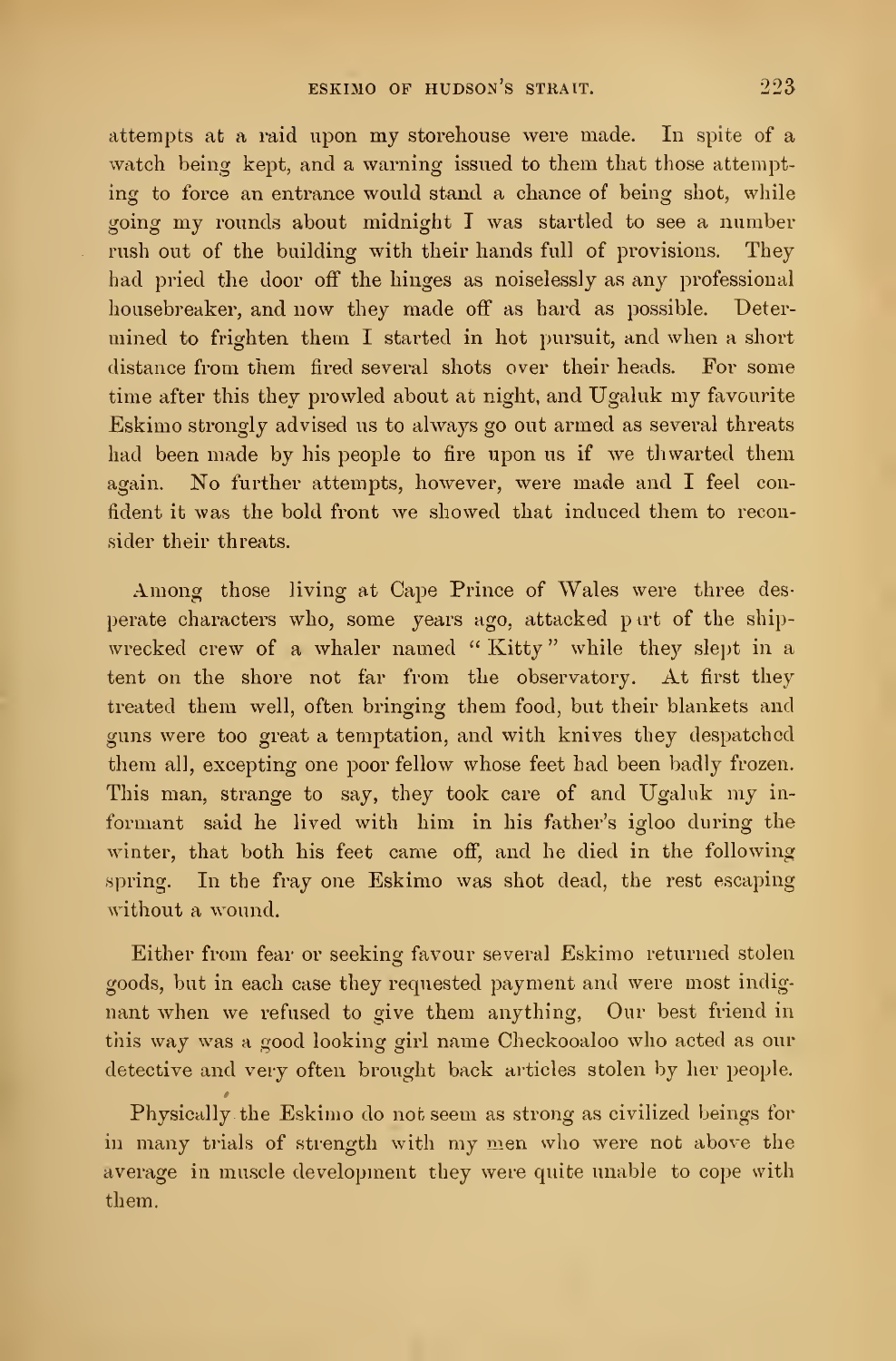attempts at a raid upon my storehouse were made. In spite of a watch being kept, and a warning issued to them that those attempting to force an entrance would stand a chance of being shot, while going my rounds about midnight I was startled to see a number rush out of the building with their hands full of provisions. They had pried the door off the hinges as noiselessly as any professional housebreaker, and now they made off as hard as possible. Determined to frighten them I started in hot pursuit, and when a short distance from them fired several shots over their heads. For some time after this they prowled about at night, and Ugaluk my favourite Eskimo strongly advised us to always go out armed as several threats had been made by his people to fire upon us if we thwarted them again. No further attempts, however, were made and I feel confident it was the bold front we showed that induced them to reconsider their threats.

Among those living at Cape Prince of Wales were three desperate characters who, some years ago, attacked part of the shipwrecked crew of a whaler named "Kitty" while they slept in a tent on the shore not far from the observatory. At first they treated them well, often bringing them food, but their blankets and guns were too great a temptation, and with knives they despatched them all, excepting one poor fellow whose feet had been badly frozen. This man, strange to say, they took care of and Ugaluk my informant said he lived with him in his father's igloo during the winter, that both his feet came off, and he died in the following spring. In the fray one Eskimo was shot dead, the rest escaping without a wound.

Either from fear or seeking favour several Eskimo returned stolen goods, but in each case they requested payment and were most indignant when we refused to give them anything, Our best friend in this way was a good looking girl name Checkooaloo who acted as our detective and very often brought back articles stolen by her people.

Physically the Eskimo do not seem as strong as civilized beings for in many trials of strength with my men who were not above the average in muscle development they were quite unable to cope with them.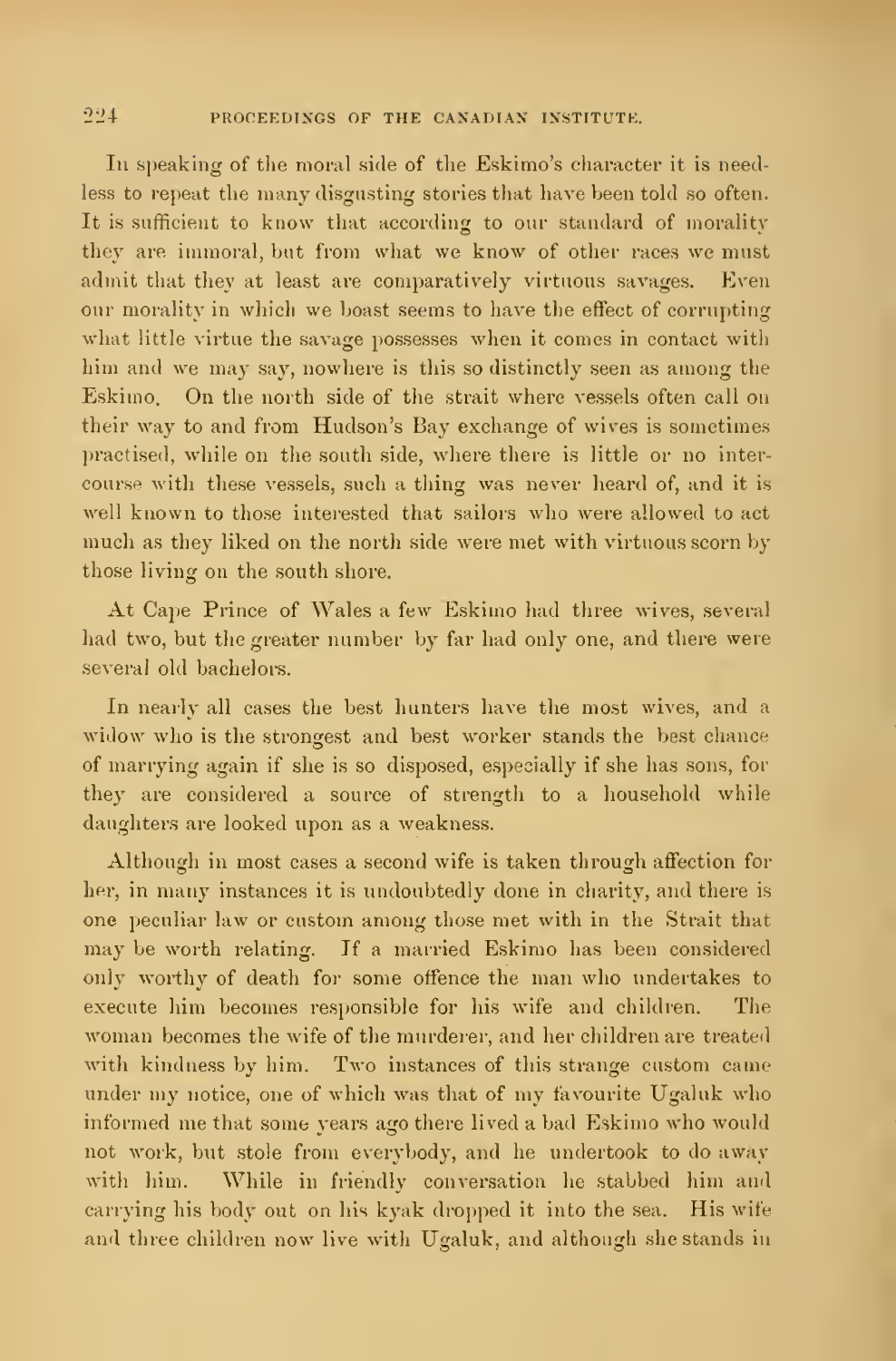In speaking of the moral side of the Eskimo's character it is needless to repeat the many disgusting stories that have been told so often. It is sufficient to know that according to our standard of morality they are immoral, but from what we know of other races we must admit that they at least are comparatively virtuous savages. Even our morality in which we boast seems to have the effect of corrupting what little virtue the savage possesses when it comes in contact with him and we may say, nowhere is this so distinctly seen as among the Eskimo. On the north side of the strait where vessels often call on their way to and from Hudson's Bay exchange of wives is sometimes practised, while on the south side, where there is little or no intercourse with these vessels, such a thing was never heard of, and it is well known to those interested that sailors who were allowed to act much as they liked on the north side were met with virtuous scorn by those living on the south shore.

At Cape Prince of Wales a few Eskimo had three wives, several had two, but the greater number by far had only one, and there were several old bachelors.

In nearly all cases the best hunters have the most wives, and a widow who is the strongest and best worker stands the best chance of marrying again if she is so disposed, especially if she has sons, for they are considered a source of strength to a household while daughters are looked upon as a weakness.

Although in most cases a second wife is taken through affection for her, in many instances it is undoubtedly done in charity, and there is one peculiar law or custom among those met with in the Strait that may be worth relating. If a married Eskimo has been considered only worthy of death for some offence the man who undertakes to execute him becomes responsible for his wife and children. The woman becomes the wife of the murderer, and her children are treated with kindness by him. Two instances of this strange custom came under my notice, one of which was that of my favourite Ugaluk who informed me that some years ago there lived a bad Eskimo who would not work, but stole from everybody, and he undertook to do away with him. While in friendly conversation he stabbed him and carrying his body out on his kyak dropped it into the sea. His wife and three children now live with Ugaluk, and although she stands in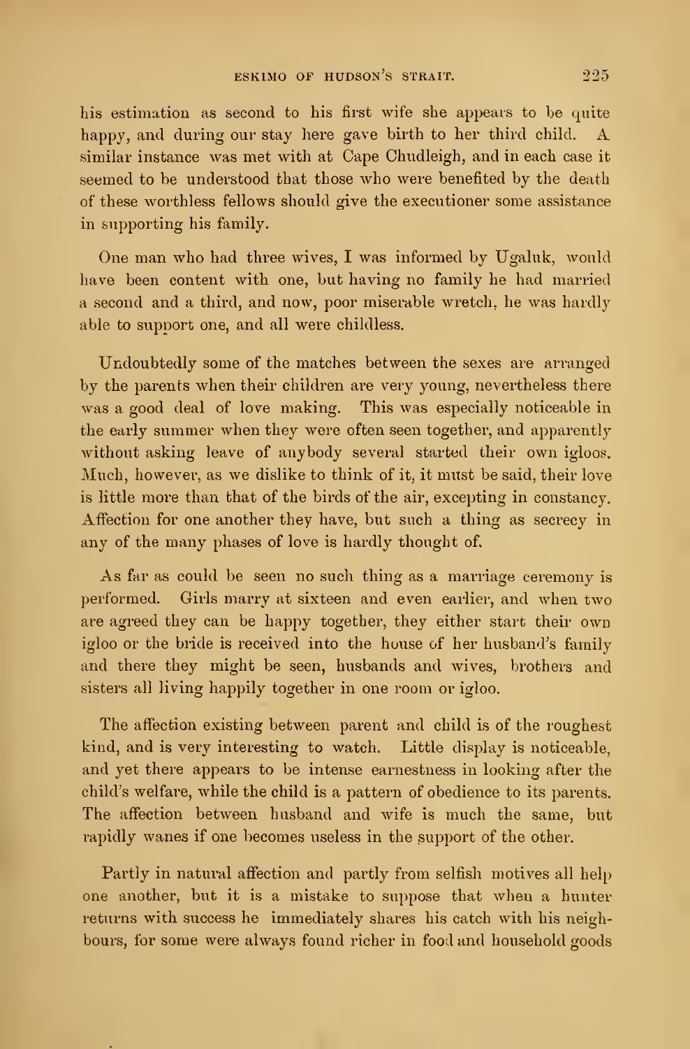his estimation as second to his first wife she appears to be quite happy, and during our stay here gave birth to her third child. A similar instance was met with at Cape Chudleigh, and in each case it seemed to be understood that those who were benefited by the death of these worthless fellows should give the executioner some assistance in supporting his family.

One man who had three wives, I was informed by Ugaluk, would have been content with one, but having no family he had married a second and a third, and now, poor miserable wretch, he was hardly able to support one, and all were childless.

Undoubtedly some of the matches between the sexes are arranged by the parents when their children are very young, nevertheless there was a good deal of love making. This was especially noticeable in the early summer when they were often seen together, and apparently without asking leave of anybody several started their own igloos. Much, however, as we dislike to think of it, it must be said, their love is little more than that of the birds of the air, excepting in constancy. Affection for one another they have, but such a thing as secrecy in any of the many phases of love is hardly thought of.

As far as could be seen no such thing as a marriage ceremony is performed. Girls marry at sixteen and even earlier, and when two are agreed they can be happy together, they either start their own igloo or the bride is received into the house of her husband's family and there they might be seen, husbands and wives, brothers and sisters all living happily together in one room or igloo.

The affection existing between parent and child is of the roughest kind, and is very interesting to watch. Little display is noticeable, and yet there appears to be intense earnestness in looking after the child's welfare, while the child is a pattern of obedience to its parents. The affection between husband and wife is much the same, but rapidly wanes if one becomes useless in the support of the other.

Partly in natural affection and partly from selfish motives all help one another, but it is a mistake to suppose that when a hunter returns with success he immediately shares his catch with his neighbours, for some were always found richer in food and household goods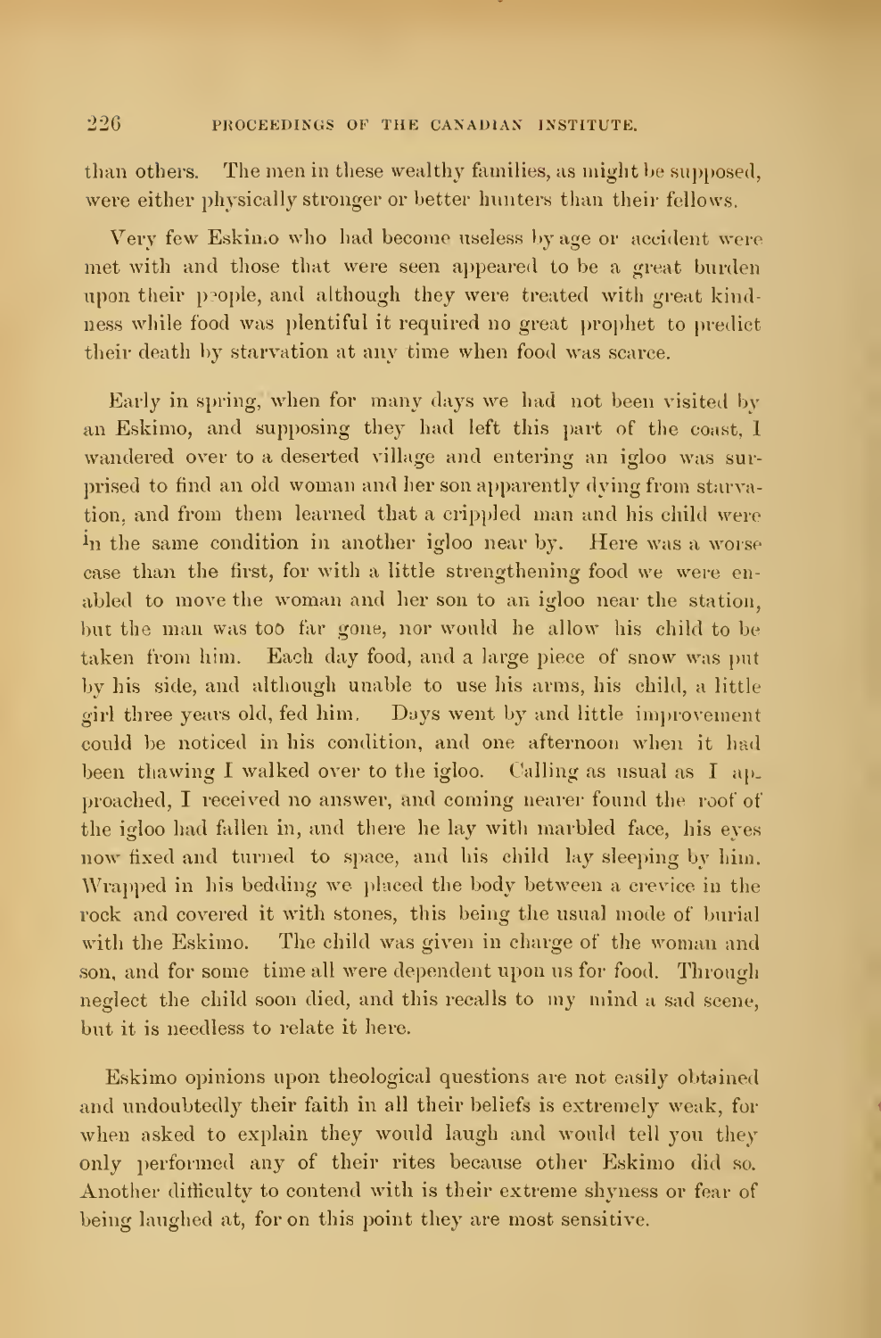than others. The men in these wealthy families, as might be supposed, were either physically stronger or better hunters than their fellows.

Very few Eskimo who had become useless by age or accident were met with and those that were seen appeared to be a great burden upon their people, and although they were treated with great kindness while food was plentiful it required no great prophet to predict their death by starvation at any time when food was scarce.

Early in spring, when for many days we had not been visited by an Eskimo, and supposing they had left this part of the coast, I wandered over to a deserted village and entering an igloo was surprised to find an old woman and her son apparently dying from starvation, and from them learned that a crippled man and his child were in the same condition in another igloo near by. Here was a worse case than the first, for with a little strengthening food we were enabled to move the woman and her son to an igloo near the station, but the man was too far gone, nor would he allow his child to be taken from him. Each day food, and a large piece of snow was put by his side, and although unable to use his arms, his child, a little girl three years old, fed him. Days went by and little improvement could be noticed in his condition, and one afternoon when it had been thawing I walked over to the igloo. Calling as usual as I approached, I received no answer, and coming nearer found the roof of the igloo had fallen in, and there he lay with marbled face, his eyes now fixed and turned to space, and his child lay sleeping by him. Wrapped in his bedding we placed the body between a crevice in the rock and covered it with stones, this being the usual mode of burial with the Eskimo. The child was given in charge of the woman and son, and for some time all were dependent upon us for food. Through neglect the child soon died, and this recalls to my mind a sad scene, but it is needless to relate it here.

Eskimo opinions upon theological questions are not easily obtained and undoubtedly their faith in all their beliefs is extremely weak, for when asked to explain they would laugh and would tell you they only performed any of their rites because other Eskimo did so. Another difficulty to contend with is their extreme shyness or fear of being laughed at, for on this point they are most sensitive.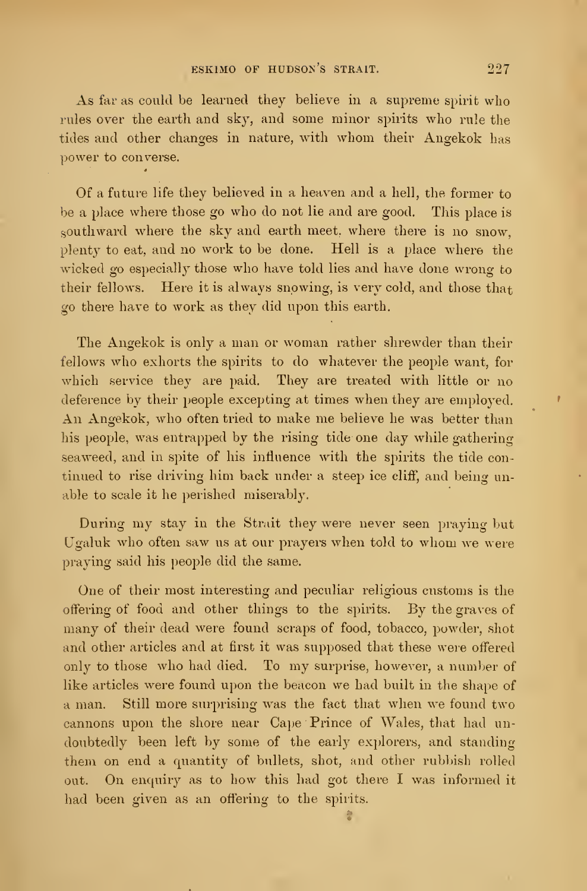As far as could be learned they believe in a supreme spirit who rules over the earth and sky, and some minor spirits who rule the tides and other changes in nature, with whom their Angekok has power to converse.

Of a future life they believed in a heaven and a hell, the former to be a place where those go who do not lie and are good. This place is southward where the sky and earth meet, where there is no snow, plenty to eat, and no work to be done. Hell is a place where the wicked go especially those who have told lies and have done wrong to their fellows. Here it is always snowing, is very cold, and those that go there have to work as they did upon this earth.

The Angekok is only a man or woman rather shrewder than their fellows who exhorts the spirits to do whatever the people want, for which service they are paid. They are treated with little or no deference by their people excepting at times when they are employed. An Angekok, who often tried to make me believe he was better than his people, was entrapped by the rising tide one day while gathering seaweed, and in spite of his influence with the spirits the tide continued to rise driving him back under a steep ice cliff, and being unable to scale it he perished miserably.

During my stay in the Strait they were never seen praying but Ugaluk who often saw us at our prayers when told to whom we were praying said his people did the same.

One of their most interesting and peculiar religious customs is the offering of food and other things to the spirits. By the graves of many of their dead were found scraps of food, tobacco, powder, shot and other articles and at first it was supposed that these were offered only to those who had died. To my surprise, however, a number of like articles were found upon the beacon we had built in the shape of a man. Still more surprising was the fact that when we found two cannons upon the shore near Cape Prince of Wales, that had undoubtedly been left by some of the early explorers, and standing them on end a quantity of bullets, shot, and other rubbish rolled out. On enquiry as to how this had got there I was informed it had been given as an offering to the spirits.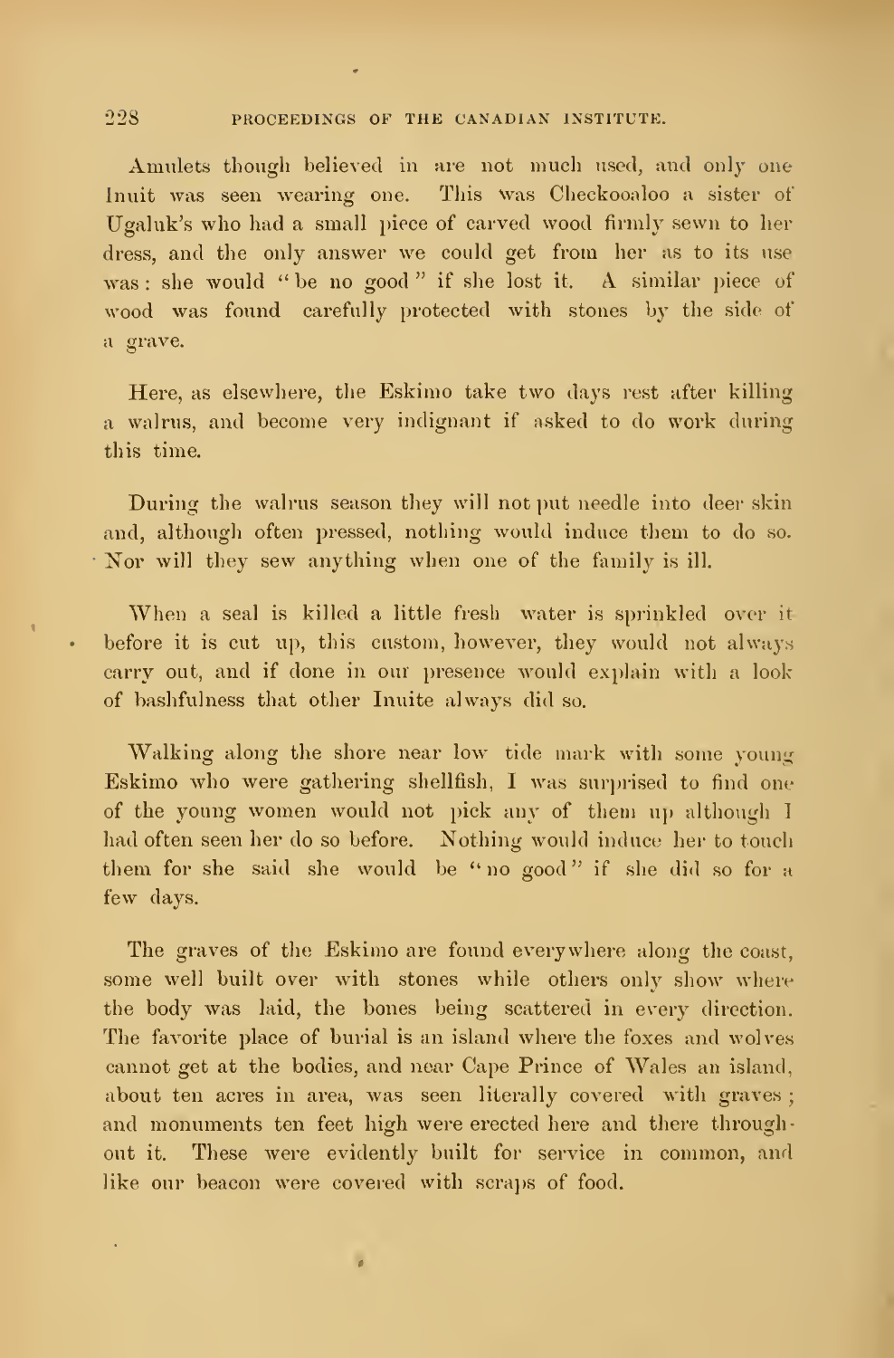Amulets though believed in are not much used, and only one Inuit was seen wearing one. This was Checkooaloo a sister of Ugaluk's who had a small piece of carved wood firmly sewn to her dress, and the only answer we could get from her as to its use was: she would "be no good" if she lost it. A similar piece of wood was found carefully protected with stones by the side of a grave.

Here, as elsewhere, the Eskimo take two days rest after killing a walrus, and become very indignant if asked to do work during this time.

During the walrus season they will not put needle into deer skin and, although often pressed, nothing would induce them to do so. Nor will they sew anything when one of the family is ill.

When a seal is killed a little fresh water is sprinkled over it before it is cut up, this custom, however, they would not always carry out, and if done in our presence would explain with a look of bashfulness that other Inuite always did so.

Walking along the shore near low tide mark with some young Eskimo who were gathering shellfish, I was surprised to find one of the young women would not pick any of them up although I had often seen her do so before. Nothing would induce her to touch them for she said she would be "no good" if she did so for a few days.

The graves of the Eskimo are found everywhere along the coast, some well built over with stones while others only show where the body was laid, the bones being scattered in every direction. The favorite place of burial is an island where the foxes and wolves cannot get at the bodies, and near Cape Prince of Wales an island, about ten acres in area, was seen literally covered with graves; and monuments ten feet high were erected here and there throughout it. These were evidently built for service in common, and like our beacon were covered with scraps of food.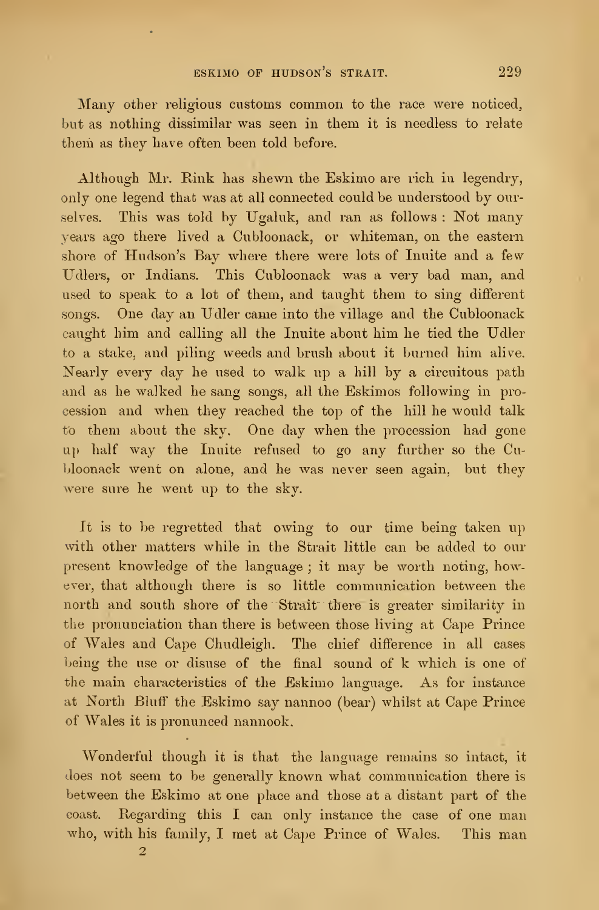Many other religious customs common to the race were noticed, but as nothing dissimilar was seen in them it is needless to relate them as they have often been told before.

Although Mr. Rink has shewn the Eskimo are rich in legendry, only one legend that was at all connected could be understood by ourselves. This was told by Ugaluk, and ran as follows: Not many years ago there lived a Cubloonack, or whiteman, on the eastern shore of Hudson's Bay where there were lots of Inuite and a few Udlers, or Indians. This Cubloonack was a very bad man, and used to speak to a lot of them, and taught them to sing different songs. One day an Udler came into the village and the Cubloonack caught him and calling all the Inuite about him he tied the Udler to a stake, and piling weeds and brush about it burned him alive. Nearly every day he used to walk up a hill by a circuitous path and as he walked he sang songs, all the Eskimos following in procession and when they reached the top of the hill he would talk to them about the sky. One day when the procession had gone up half way the Inuite refused to go any further so the Cubloonack went on alone, and he was never seen again, but they were sure he went up to the sky.

It is to be regretted that owing to our time being taken up with other matters while in the Strait little can be added to our present knowledge of the language; it may be worth noting, however, that although there is so little communication between the north and south shore of the Strait there is greater similarity in the pronunciation than there is between those living at Cape Prince of Wales and Cape Chudleigh. The chief difference in all cases being the use or disuse of the final sound of k which is one of the main characteristics of the Eskimo language. As for instance at North Bluff the Eskimo say nannoo (bear) whilst at Cape Prince of Wales it is pronounced nannook.

Wonderful though it is that the language remains so intact, it does not seem to be generally known what communication there is between the Eskimo at one place and those at a distant part of the coast. Regarding this I can only instance the case of one man who, with his family, I met at Cape Prince of Wales. This man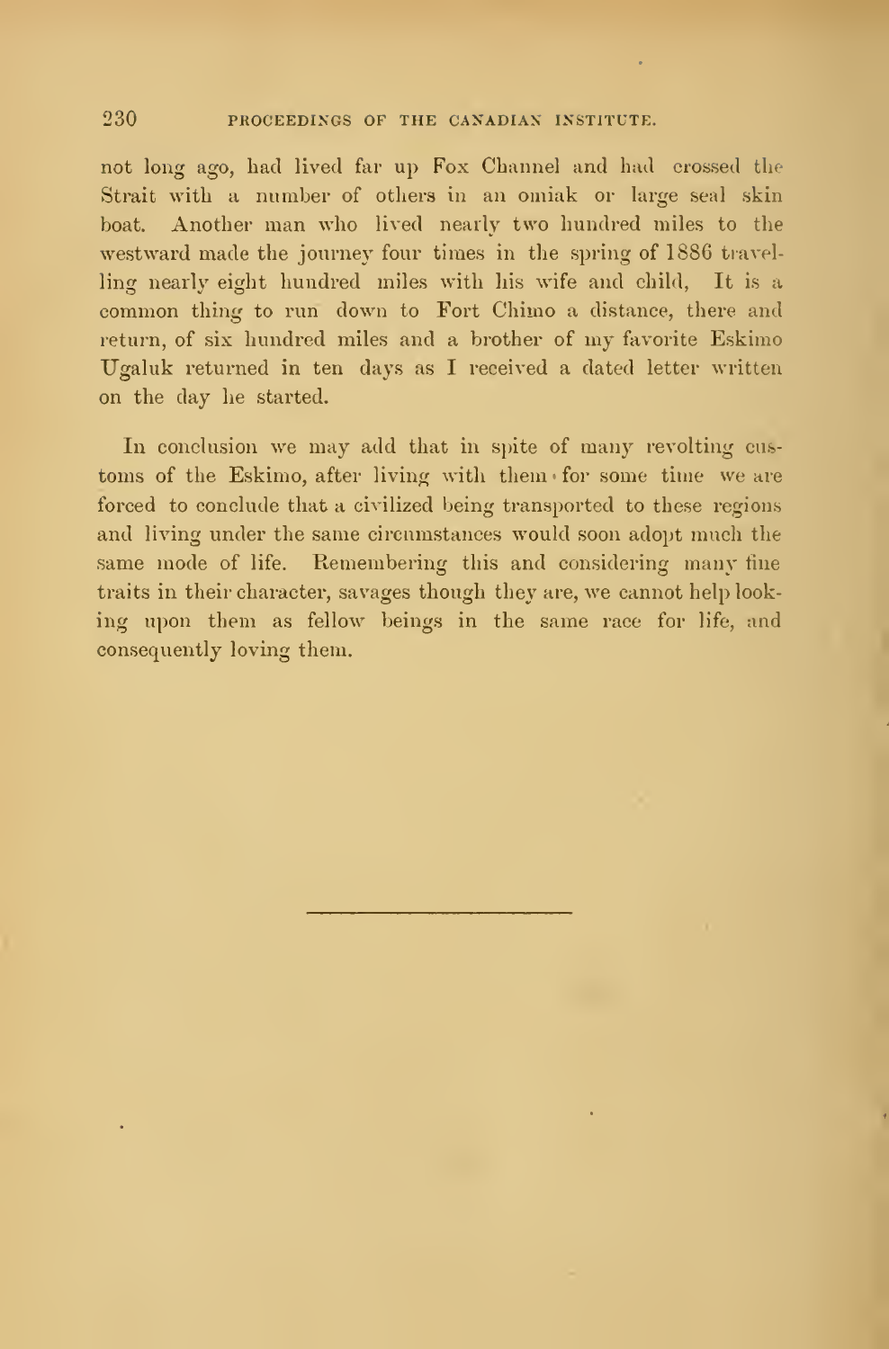not long ago, had lived far up Fox Channel and had crossed the Strait with a number of others in an omiak or large seal skin boat. Another man who lived nearly two hundred miles to the westward made the journey four times in the spring of 1886 travelling nearly eight hundred miles with his wife and child, It is a common thing to run down to Fort Chimo a distance, there and return, of six hundred miles and a brother of my favorite Eskimo Ugaluk returned in ten days as I received a dated letter written on the day he started.

In conclusion we may add that in spite of many revolting customs of the Eskimo, after living with them for some time we are forced to conclude that a civilized being transported to these regions and living under the same circumstances would soon adopt much the same mode of life. Remembering this and considering many fine traits in their character, savages though they are, we cannot help looking upon them as fellow beings in the same race for life, and consequently loving them.

---